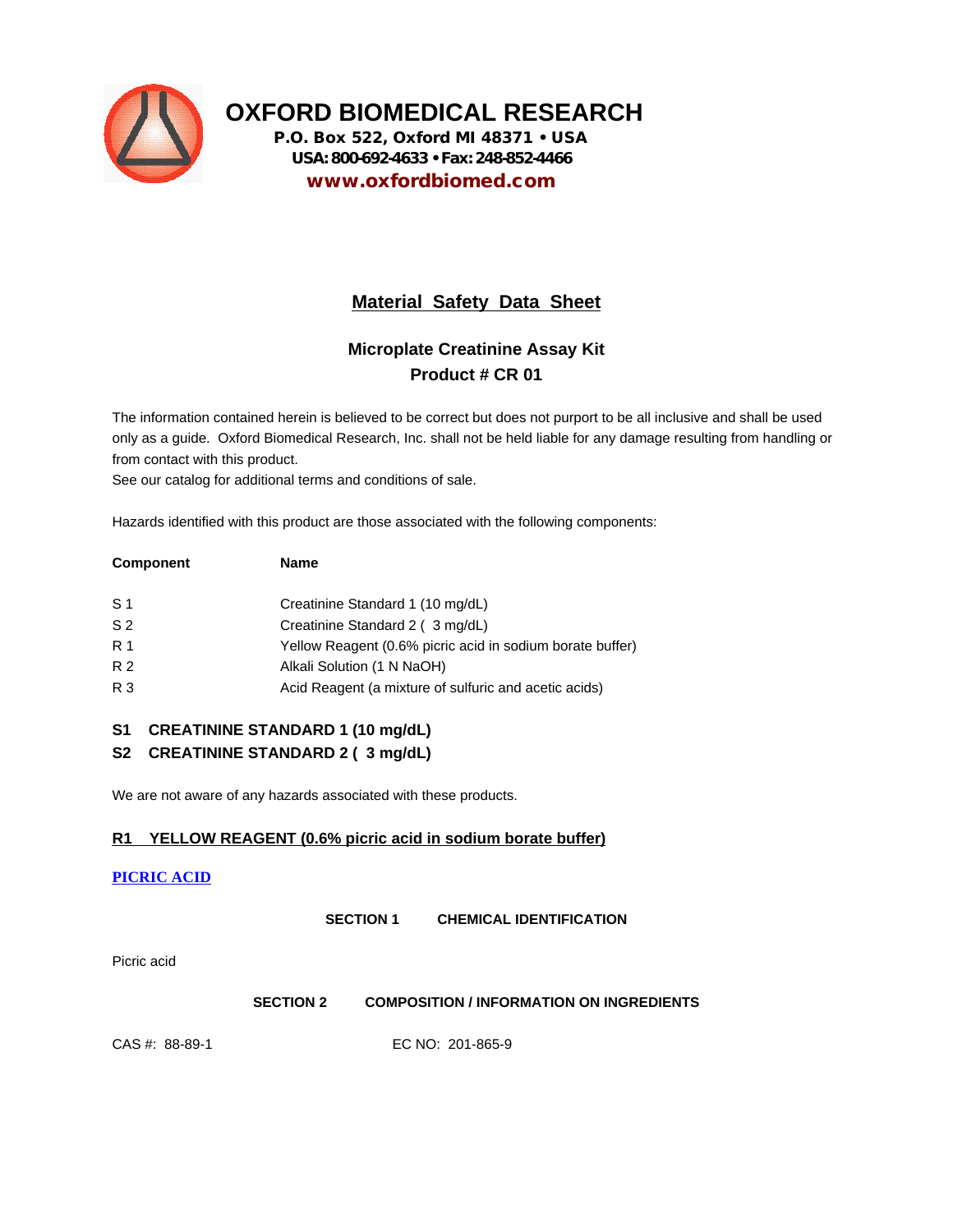# OXFORD BIOMEDICAL RESEARCH

**P.O. Box 522, Oxford MI 48371 • USA**
**USA: 800-692-4633 • Fax: 248-852-4466**
**www.oxfordbiomed.com**

## Material Safety Data Sheet

### Microplate Creatinine Assay Kit
### Product # CR 01

The information contained herein is believed to be correct but does not purport to be all inclusive and shall be used only as a guide. Oxford Biomedical Research, Inc. shall not be held liable for any damage resulting from handling or from contact with this product.
See our catalog for additional terms and conditions of sale.

Hazards identified with this product are those associated with the following components:

| Component | Name |
|---|---|
| S 1 | Creatinine Standard 1 (10 mg/dL) |
| S 2 | Creatinine Standard 2 ( 3 mg/dL) |
| R 1 | Yellow Reagent (0.6% picric acid in sodium borate buffer) |
| R 2 | Alkali Solution (1 N NaOH) |
| R 3 | Acid Reagent (a mixture of sulfuric and acetic acids) |

**S1 CREATININE STANDARD 1 (10 mg/dL)**

**S2 CREATININE STANDARD 2 ( 3 mg/dL)**

We are not aware of any hazards associated with these products.

**R1 YELLOW REAGENT (0.6% picric acid in sodium borate buffer)**

**PICRIC ACID**

**SECTION 1 CHEMICAL IDENTIFICATION**

Picric acid

**SECTION 2 COMPOSITION / INFORMATION ON INGREDIENTS**

CAS #: 88-89-1 EC NO: 201-865-9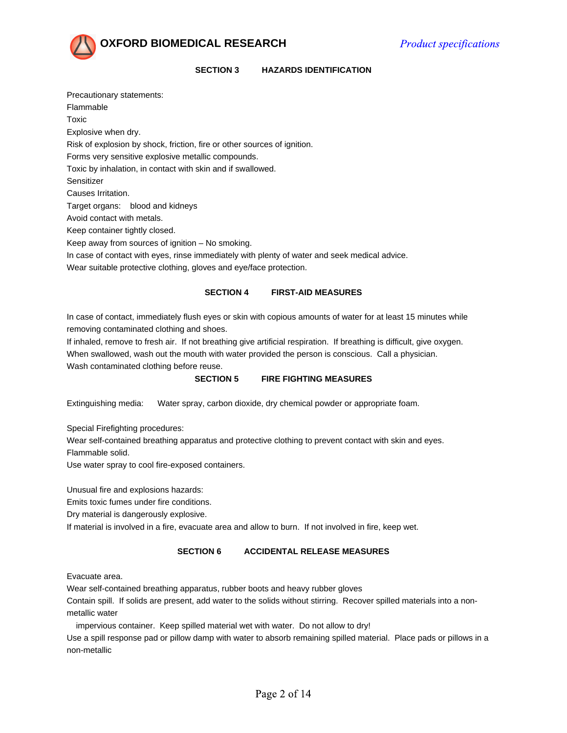## SECTION 3 HAZARDS IDENTIFICATION

Precautionary statements:
Flammable
Toxic
Explosive when dry.
Risk of explosion by shock, friction, fire or other sources of ignition.
Forms very sensitive explosive metallic compounds.
Toxic by inhalation, in contact with skin and if swallowed.
Sensitizer
Causes Irritation.
Target organs: blood and kidneys
Avoid contact with metals.
Keep container tightly closed.
Keep away from sources of ignition – No smoking.
In case of contact with eyes, rinse immediately with plenty of water and seek medical advice.
Wear suitable protective clothing, gloves and eye/face protection.

## SECTION 4 FIRST-AID MEASURES

In case of contact, immediately flush eyes or skin with copious amounts of water for at least 15 minutes while removing contaminated clothing and shoes.
If inhaled, remove to fresh air. If not breathing give artificial respiration. If breathing is difficult, give oxygen.
When swallowed, wash out the mouth with water provided the person is conscious. Call a physician.
Wash contaminated clothing before reuse.

## SECTION 5 FIRE FIGHTING MEASURES

Extinguishing media: Water spray, carbon dioxide, dry chemical powder or appropriate foam.

Special Firefighting procedures:
Wear self-contained breathing apparatus and protective clothing to prevent contact with skin and eyes.
Flammable solid.
Use water spray to cool fire-exposed containers.

Unusual fire and explosions hazards:
Emits toxic fumes under fire conditions.
Dry material is dangerously explosive.
If material is involved in a fire, evacuate area and allow to burn. If not involved in fire, keep wet.

## SECTION 6 ACCIDENTAL RELEASE MEASURES

Evacuate area.
Wear self-contained breathing apparatus, rubber boots and heavy rubber gloves
Contain spill. If solids are present, add water to the solids without stirring. Recover spilled materials into a non-metallic water
impervious container. Keep spilled material wet with water. Do not allow to dry!
Use a spill response pad or pillow damp with water to absorb remaining spilled material. Place pads or pillows in a non-metallic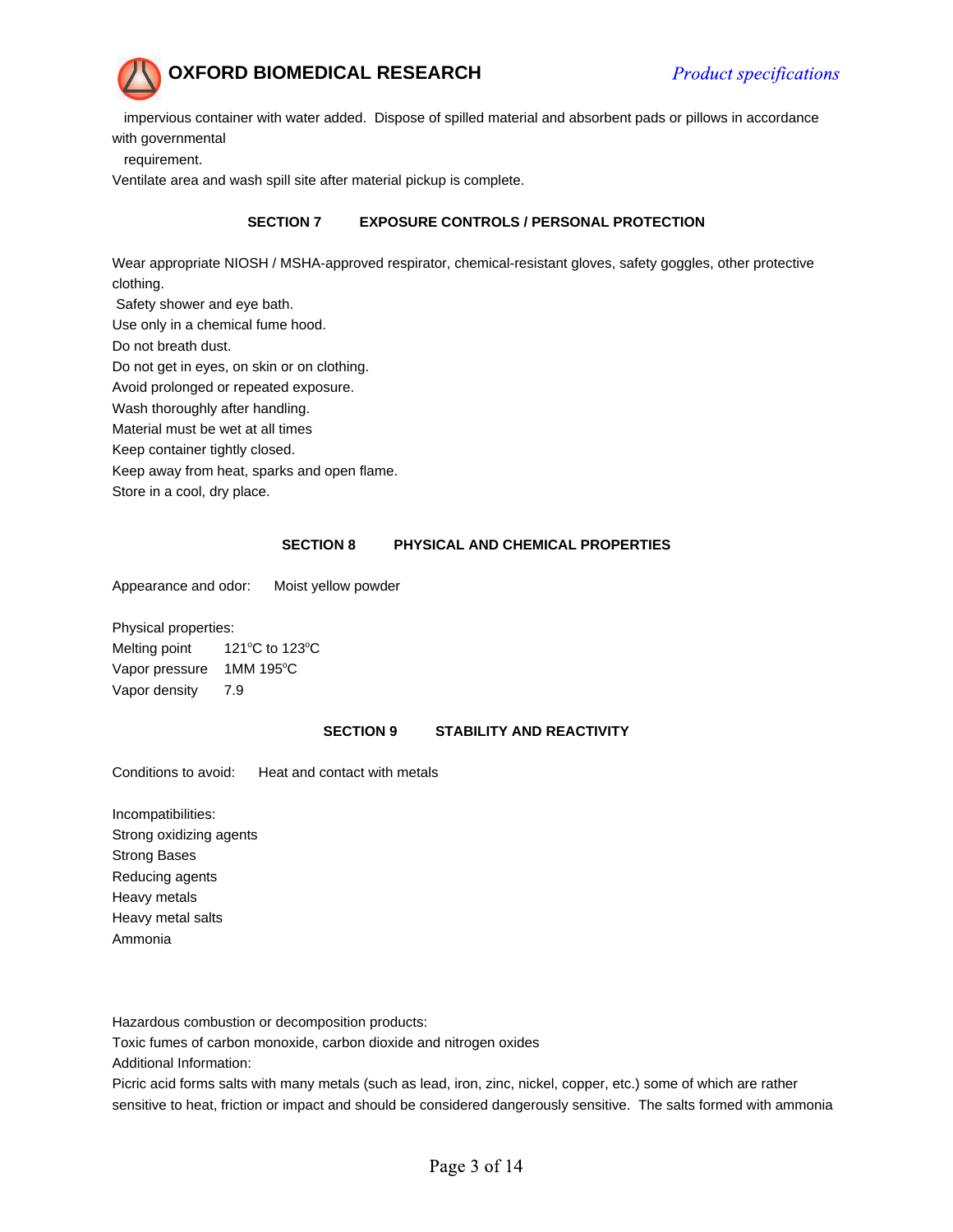impervious container with water added. Dispose of spilled material and absorbent pads or pillows in accordance with governmental requirement.

Ventilate area and wash spill site after material pickup is complete.

## SECTION 7 EXPOSURE CONTROLS / PERSONAL PROTECTION

Wear appropriate NIOSH / MSHA-approved respirator, chemical-resistant gloves, safety goggles, other protective clothing.

Safety shower and eye bath.

Use only in a chemical fume hood.

Do not breath dust.

Do not get in eyes, on skin or on clothing.

Avoid prolonged or repeated exposure.

Wash thoroughly after handling.

Material must be wet at all times

Keep container tightly closed.

Keep away from heat, sparks and open flame.

Store in a cool, dry place.

## SECTION 8 PHYSICAL AND CHEMICAL PROPERTIES

Appearance and odor: Moist yellow powder

Physical properties:

Melting point 121$^{o}$C to 123$^{o}$C

Vapor pressure 1MM 195$^{o}$C

Vapor density 7.9

## SECTION 9 STABILITY AND REACTIVITY

Conditions to avoid: Heat and contact with metals

Incompatibilities:

Strong oxidizing agents

Strong Bases

Reducing agents

Heavy metals

Heavy metal salts

Ammonia

Hazardous combustion or decomposition products:

Toxic fumes of carbon monoxide, carbon dioxide and nitrogen oxides

Additional Information:

Picric acid forms salts with many metals (such as lead, iron, zinc, nickel, copper, etc.) some of which are rather sensitive to heat, friction or impact and should be considered dangerously sensitive. The salts formed with ammonia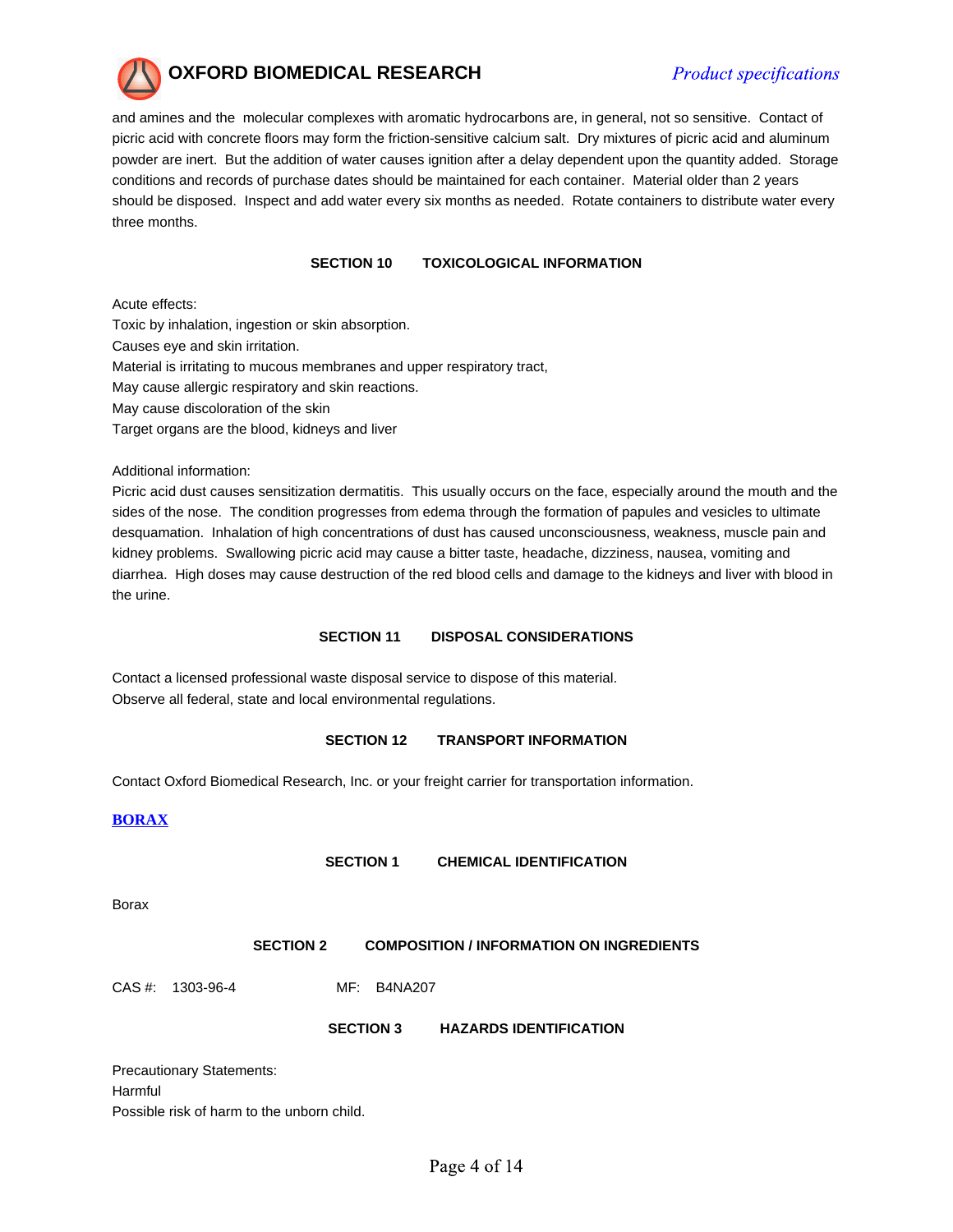and amines and the molecular complexes with aromatic hydrocarbons are, in general, not so sensitive. Contact of picric acid with concrete floors may form the friction-sensitive calcium salt. Dry mixtures of picric acid and aluminum powder are inert. But the addition of water causes ignition after a delay dependent upon the quantity added. Storage conditions and records of purchase dates should be maintained for each container. Material older than 2 years should be disposed. Inspect and add water every six months as needed. Rotate containers to distribute water every three months.

**SECTION 10 TOXICOLOGICAL INFORMATION**

Acute effects:
Toxic by inhalation, ingestion or skin absorption.
Causes eye and skin irritation.
Material is irritating to mucous membranes and upper respiratory tract,
May cause allergic respiratory and skin reactions.
May cause discoloration of the skin
Target organs are the blood, kidneys and liver

Additional information:
Picric acid dust causes sensitization dermatitis. This usually occurs on the face, especially around the mouth and the sides of the nose. The condition progresses from edema through the formation of papules and vesicles to ultimate desquamation. Inhalation of high concentrations of dust has caused unconsciousness, weakness, muscle pain and kidney problems. Swallowing picric acid may cause a bitter taste, headache, dizziness, nausea, vomiting and diarrhea. High doses may cause destruction of the red blood cells and damage to the kidneys and liver with blood in the urine.

**SECTION 11 DISPOSAL CONSIDERATIONS**

Contact a licensed professional waste disposal service to dispose of this material.
Observe all federal, state and local environmental regulations.

**SECTION 12 TRANSPORT INFORMATION**

Contact Oxford Biomedical Research, Inc. or your freight carrier for transportation information.

## BORAX

**SECTION 1 CHEMICAL IDENTIFICATION**

Borax

**SECTION 2 COMPOSITION / INFORMATION ON INGREDIENTS**

CAS #: 1303-96-4 MF: B4NA2O7

**SECTION 3 HAZARDS IDENTIFICATION**

Precautionary Statements:
Harmful
Possible risk of harm to the unborn child.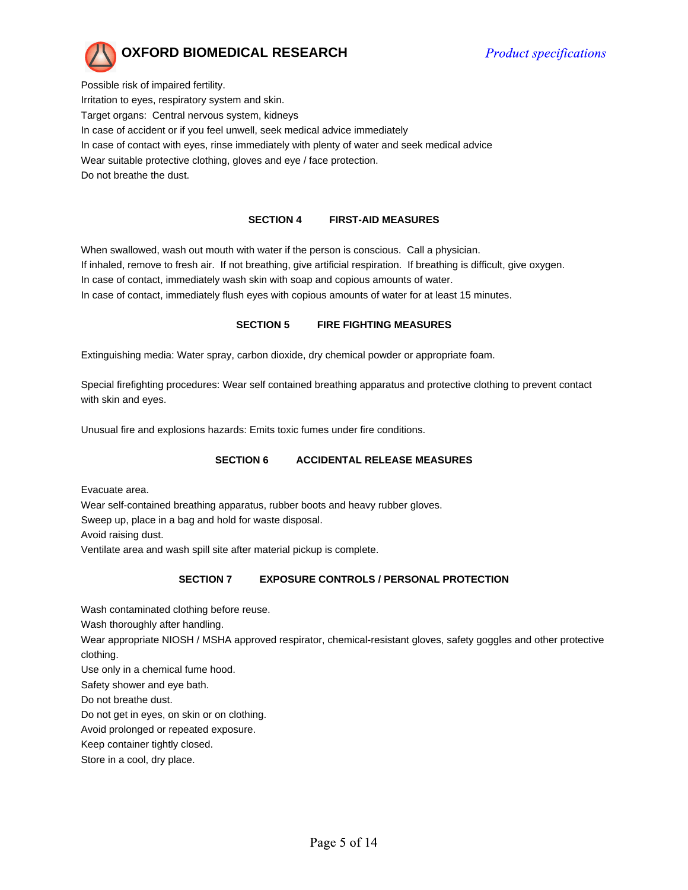Possible risk of impaired fertility.
Irritation to eyes, respiratory system and skin.
Target organs: Central nervous system, kidneys
In case of accident or if you feel unwell, seek medical advice immediately
In case of contact with eyes, rinse immediately with plenty of water and seek medical advice
Wear suitable protective clothing, gloves and eye / face protection.
Do not breathe the dust.

## SECTION 4 FIRST-AID MEASURES

When swallowed, wash out mouth with water if the person is conscious. Call a physician.
If inhaled, remove to fresh air. If not breathing, give artificial respiration. If breathing is difficult, give oxygen.
In case of contact, immediately wash skin with soap and copious amounts of water.
In case of contact, immediately flush eyes with copious amounts of water for at least 15 minutes.

## SECTION 5 FIRE FIGHTING MEASURES

Extinguishing media: Water spray, carbon dioxide, dry chemical powder or appropriate foam.

Special firefighting procedures: Wear self contained breathing apparatus and protective clothing to prevent contact with skin and eyes.

Unusual fire and explosions hazards: Emits toxic fumes under fire conditions.

## SECTION 6 ACCIDENTAL RELEASE MEASURES

Evacuate area.
Wear self-contained breathing apparatus, rubber boots and heavy rubber gloves.
Sweep up, place in a bag and hold for waste disposal.
Avoid raising dust.
Ventilate area and wash spill site after material pickup is complete.

## SECTION 7 EXPOSURE CONTROLS / PERSONAL PROTECTION

Wash contaminated clothing before reuse.
Wash thoroughly after handling.
Wear appropriate NIOSH / MSHA approved respirator, chemical-resistant gloves, safety goggles and other protective clothing.
Use only in a chemical fume hood.
Safety shower and eye bath.
Do not breathe dust.
Do not get in eyes, on skin or on clothing.
Avoid prolonged or repeated exposure.
Keep container tightly closed.
Store in a cool, dry place.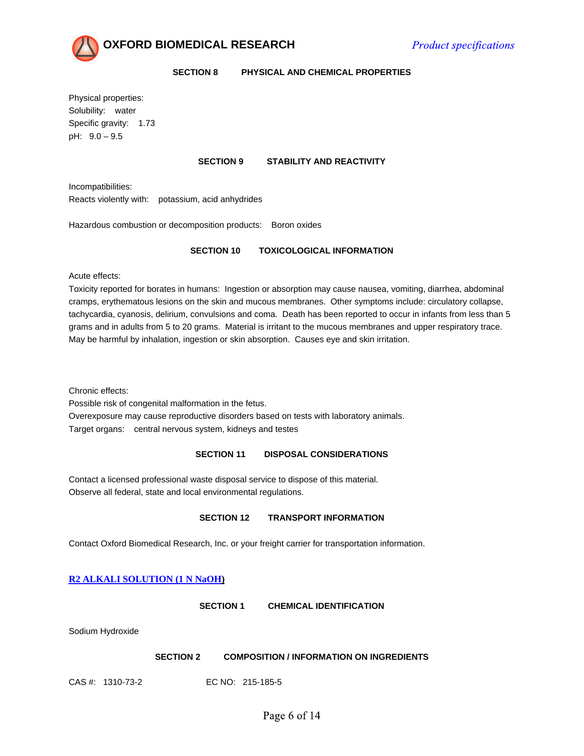## SECTION 8 PHYSICAL AND CHEMICAL PROPERTIES

Physical properties:
Solubility: water
Specific gravity: 1.73
pH: 9.0 – 9.5

## SECTION 9 STABILITY AND REACTIVITY

Incompatibilities:
Reacts violently with: potassium, acid anhydrides

Hazardous combustion or decomposition products: Boron oxides

## SECTION 10 TOXICOLOGICAL INFORMATION

Acute effects:
Toxicity reported for borates in humans: Ingestion or absorption may cause nausea, vomiting, diarrhea, abdominal cramps, erythematous lesions on the skin and mucous membranes. Other symptoms include: circulatory collapse, tachycardia, cyanosis, delirium, convulsions and coma. Death has been reported to occur in infants from less than 5 grams and in adults from 5 to 20 grams. Material is irritant to the mucous membranes and upper respiratory trace. May be harmful by inhalation, ingestion or skin absorption. Causes eye and skin irritation.

Chronic effects:
Possible risk of congenital malformation in the fetus.
Overexposure may cause reproductive disorders based on tests with laboratory animals.
Target organs: central nervous system, kidneys and testes

## SECTION 11 DISPOSAL CONSIDERATIONS

Contact a licensed professional waste disposal service to dispose of this material.
Observe all federal, state and local environmental regulations.

## SECTION 12 TRANSPORT INFORMATION

Contact Oxford Biomedical Research, Inc. or your freight carrier for transportation information.

# R2 ALKALI SOLUTION (1 N NaOH)

## SECTION 1 CHEMICAL IDENTIFICATION

Sodium Hydroxide

## SECTION 2 COMPOSITION / INFORMATION ON INGREDIENTS

CAS #: 1310-73-2 EC NO: 215-185-5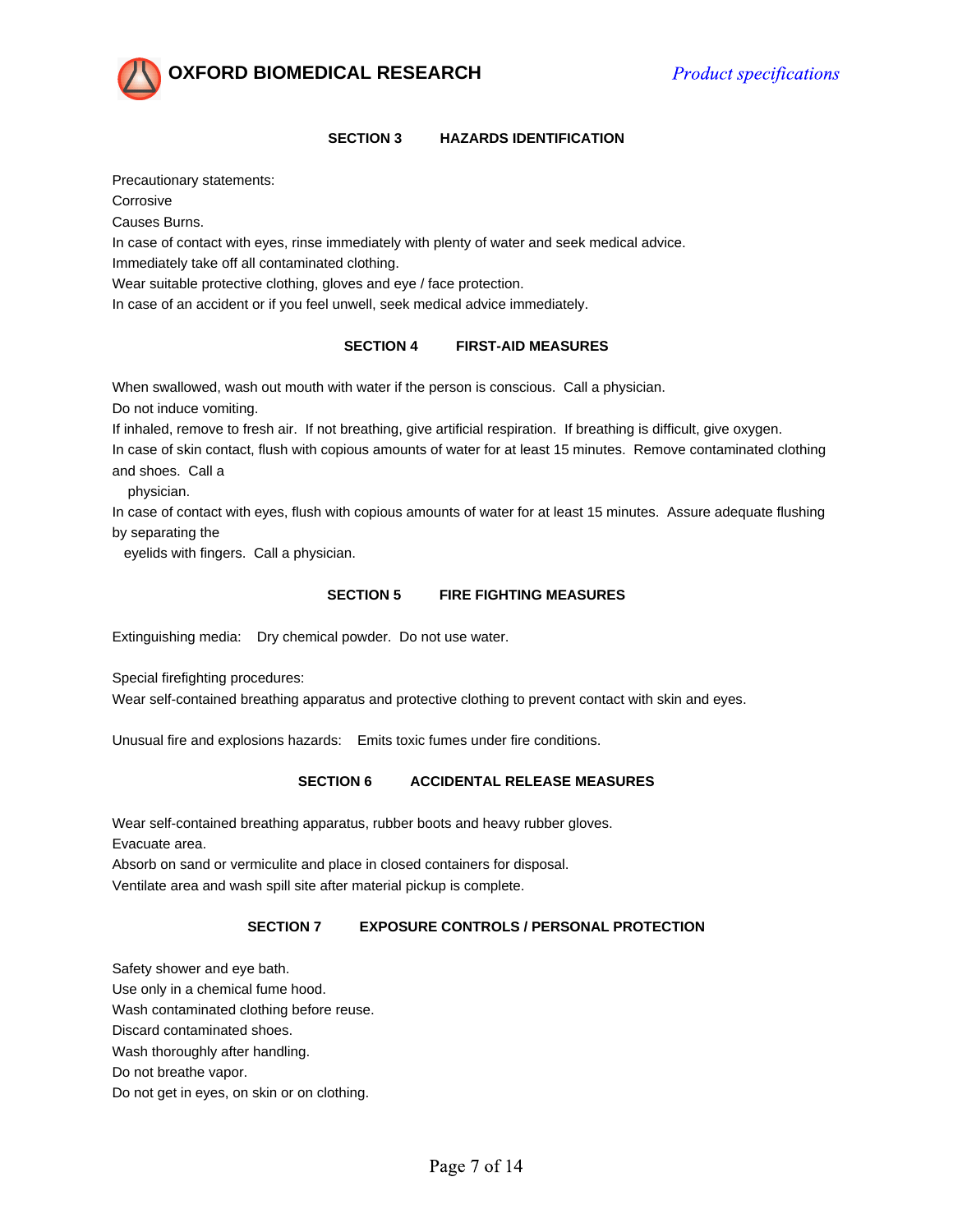## SECTION 3 HAZARDS IDENTIFICATION

Precautionary statements:
Corrosive
Causes Burns.
In case of contact with eyes, rinse immediately with plenty of water and seek medical advice.
Immediately take off all contaminated clothing.
Wear suitable protective clothing, gloves and eye / face protection.
In case of an accident or if you feel unwell, seek medical advice immediately.

## SECTION 4 FIRST-AID MEASURES

When swallowed, wash out mouth with water if the person is conscious. Call a physician.
Do not induce vomiting.
If inhaled, remove to fresh air. If not breathing, give artificial respiration. If breathing is difficult, give oxygen.
In case of skin contact, flush with copious amounts of water for at least 15 minutes. Remove contaminated clothing and shoes. Call a physician.
In case of contact with eyes, flush with copious amounts of water for at least 15 minutes. Assure adequate flushing by separating the eyelids with fingers. Call a physician.

## SECTION 5 FIRE FIGHTING MEASURES

Extinguishing media: Dry chemical powder. Do not use water.

Special firefighting procedures:
Wear self-contained breathing apparatus and protective clothing to prevent contact with skin and eyes.

Unusual fire and explosions hazards: Emits toxic fumes under fire conditions.

## SECTION 6 ACCIDENTAL RELEASE MEASURES

Wear self-contained breathing apparatus, rubber boots and heavy rubber gloves.
Evacuate area.
Absorb on sand or vermiculite and place in closed containers for disposal.
Ventilate area and wash spill site after material pickup is complete.

## SECTION 7 EXPOSURE CONTROLS / PERSONAL PROTECTION

Safety shower and eye bath.
Use only in a chemical fume hood.
Wash contaminated clothing before reuse.
Discard contaminated shoes.
Wash thoroughly after handling.
Do not breathe vapor.
Do not get in eyes, on skin or on clothing.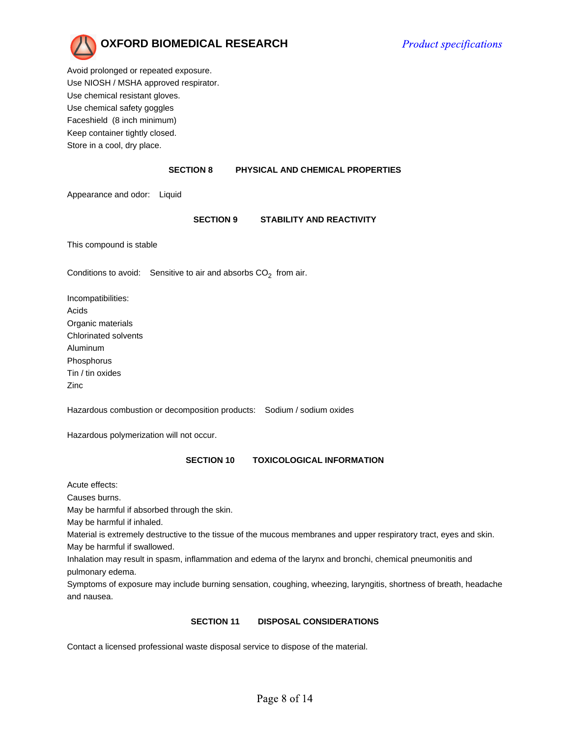Avoid prolonged or repeated exposure.
Use NIOSH / MSHA approved respirator.
Use chemical resistant gloves.
Use chemical safety goggles
Faceshield (8 inch minimum)
Keep container tightly closed.
Store in a cool, dry place.

## SECTION 8 PHYSICAL AND CHEMICAL PROPERTIES

Appearance and odor: Liquid

## SECTION 9 STABILITY AND REACTIVITY

This compound is stable

Conditions to avoid: Sensitive to air and absorbs $CO_2$ from air.

Incompatibilities:
Acids
Organic materials
Chlorinated solvents
Aluminum
Phosphorus
Tin / tin oxides
Zinc

Hazardous combustion or decomposition products: Sodium / sodium oxides

Hazardous polymerization will not occur.

## SECTION 10 TOXICOLOGICAL INFORMATION

Acute effects:
Causes burns.
May be harmful if absorbed through the skin.
May be harmful if inhaled.
Material is extremely destructive to the tissue of the mucous membranes and upper respiratory tract, eyes and skin.
May be harmful if swallowed.
Inhalation may result in spasm, inflammation and edema of the larynx and bronchi, chemical pneumonitis and pulmonary edema.
Symptoms of exposure may include burning sensation, coughing, wheezing, laryngitis, shortness of breath, headache and nausea.

## SECTION 11 DISPOSAL CONSIDERATIONS

Contact a licensed professional waste disposal service to dispose of the material.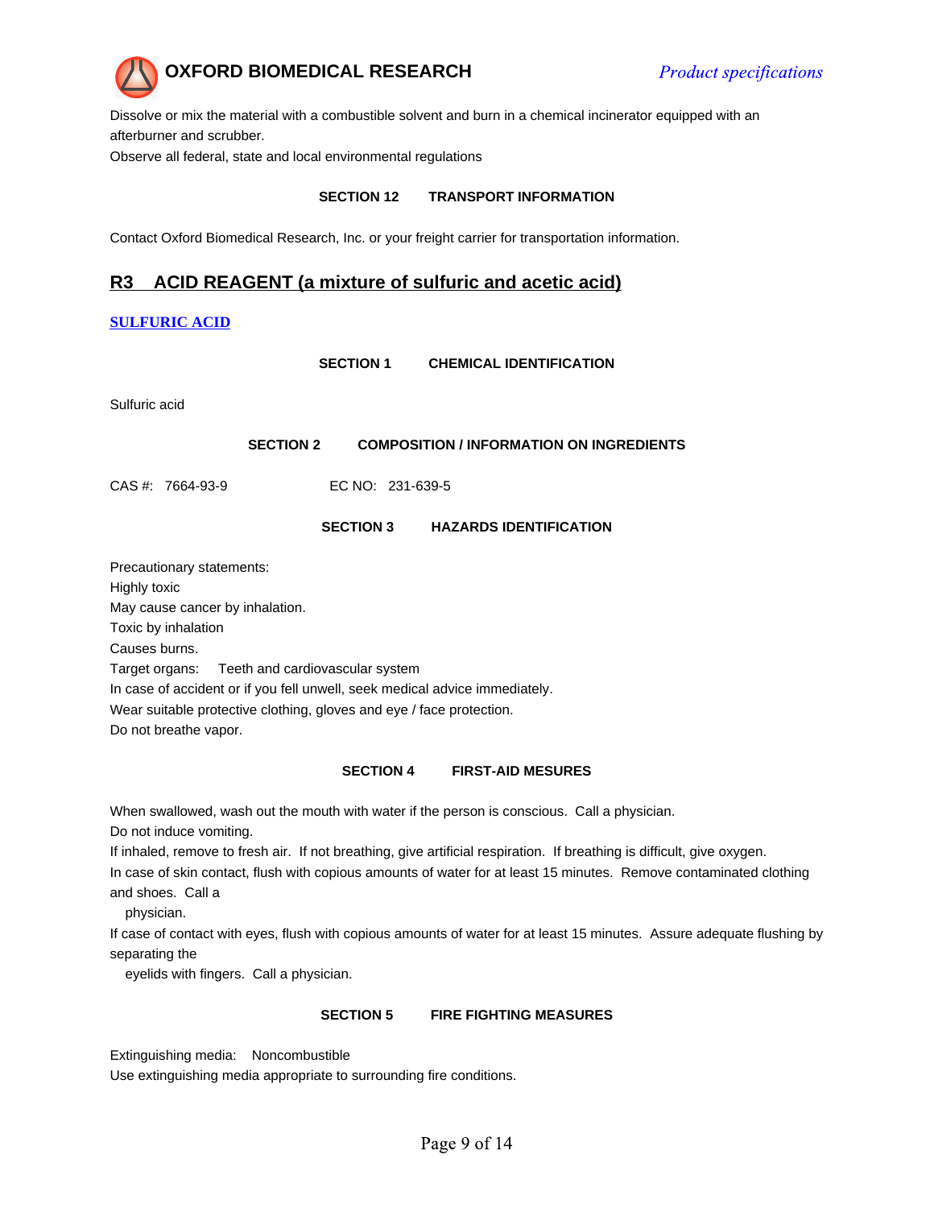Dissolve or mix the material with a combustible solvent and burn in a chemical incinerator equipped with an afterburner and scrubber.
Observe all federal, state and local environmental regulations

**SECTION 12 TRANSPORT INFORMATION**

Contact Oxford Biomedical Research, Inc. or your freight carrier for transportation information.

## R3 ACID REAGENT (a mixture of sulfuric and acetic acid)

### SULFURIC ACID

**SECTION 1 CHEMICAL IDENTIFICATION**

Sulfuric acid

**SECTION 2 COMPOSITION / INFORMATION ON INGREDIENTS**

CAS #: 7664-93-9 EC NO: 231-639-5

**SECTION 3 HAZARDS IDENTIFICATION**

Precautionary statements:
Highly toxic
May cause cancer by inhalation.
Toxic by inhalation
Causes burns.
Target organs: Teeth and cardiovascular system
In case of accident or if you fell unwell, seek medical advice immediately.
Wear suitable protective clothing, gloves and eye / face protection.
Do not breathe vapor.

**SECTION 4 FIRST-AID MESURES**

When swallowed, wash out the mouth with water if the person is conscious. Call a physician.
Do not induce vomiting.
If inhaled, remove to fresh air. If not breathing, give artificial respiration. If breathing is difficult, give oxygen.
In case of skin contact, flush with copious amounts of water for at least 15 minutes. Remove contaminated clothing and shoes. Call a physician.
If case of contact with eyes, flush with copious amounts of water for at least 15 minutes. Assure adequate flushing by separating the eyelids with fingers. Call a physician.

**SECTION 5 FIRE FIGHTING MEASURES**

Extinguishing media: Noncombustible
Use extinguishing media appropriate to surrounding fire conditions.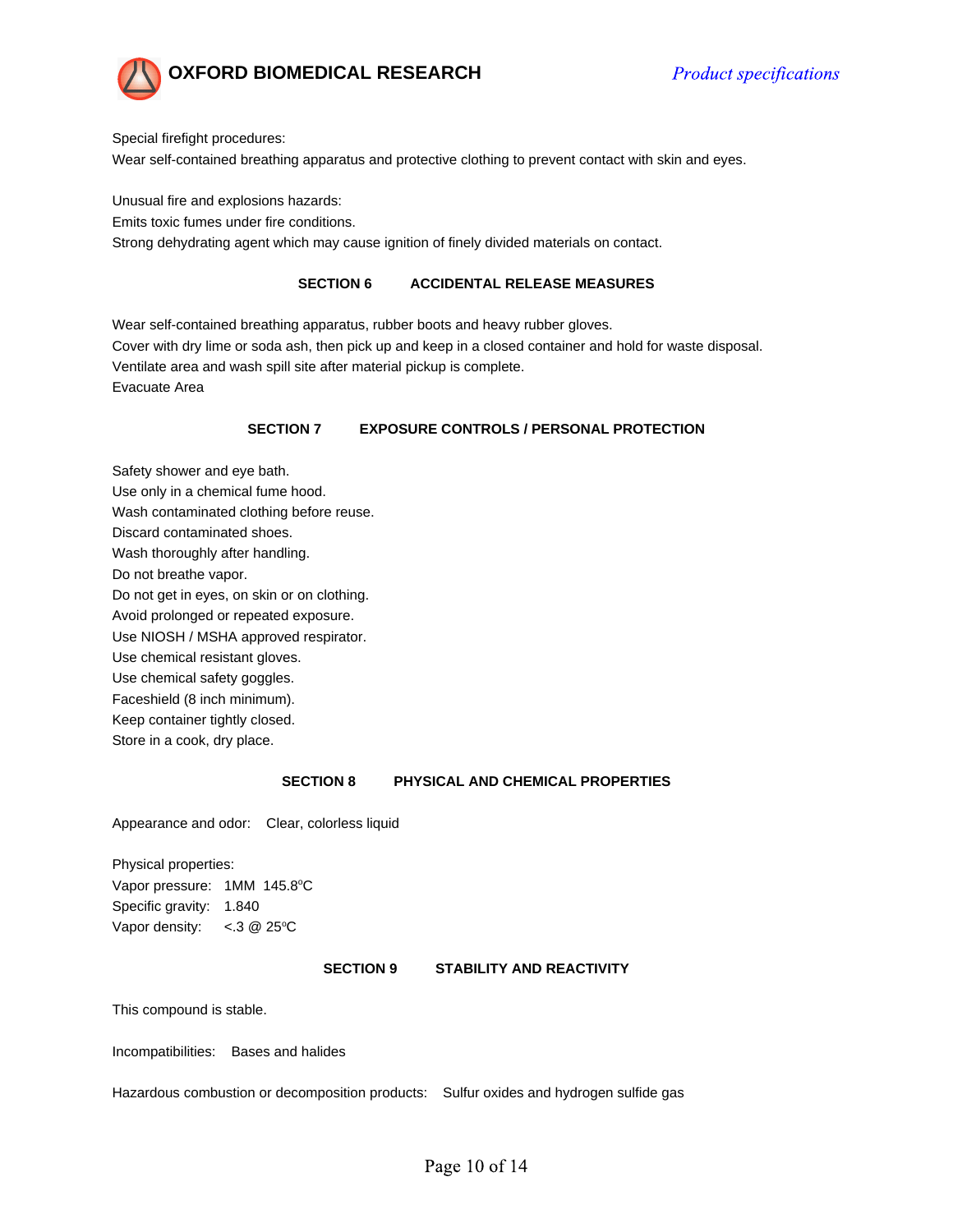Special firefight procedures:
Wear self-contained breathing apparatus and protective clothing to prevent contact with skin and eyes.

Unusual fire and explosions hazards:
Emits toxic fumes under fire conditions.
Strong dehydrating agent which may cause ignition of finely divided materials on contact.

## SECTION 6 ACCIDENTAL RELEASE MEASURES

Wear self-contained breathing apparatus, rubber boots and heavy rubber gloves.
Cover with dry lime or soda ash, then pick up and keep in a closed container and hold for waste disposal.
Ventilate area and wash spill site after material pickup is complete.
Evacuate Area

## SECTION 7 EXPOSURE CONTROLS / PERSONAL PROTECTION

Safety shower and eye bath.
Use only in a chemical fume hood.
Wash contaminated clothing before reuse.
Discard contaminated shoes.
Wash thoroughly after handling.
Do not breathe vapor.
Do not get in eyes, on skin or on clothing.
Avoid prolonged or repeated exposure.
Use NIOSH / MSHA approved respirator.
Use chemical resistant gloves.
Use chemical safety goggles.
Faceshield (8 inch minimum).
Keep container tightly closed.
Store in a cook, dry place.

## SECTION 8 PHYSICAL AND CHEMICAL PROPERTIES

Appearance and odor: Clear, colorless liquid

Physical properties:
Vapor pressure: 1MM 145.8°C
Specific gravity: 1.840
Vapor density: <.3 @ 25°C

## SECTION 9 STABILITY AND REACTIVITY

This compound is stable.

Incompatibilities: Bases and halides

Hazardous combustion or decomposition products: Sulfur oxides and hydrogen sulfide gas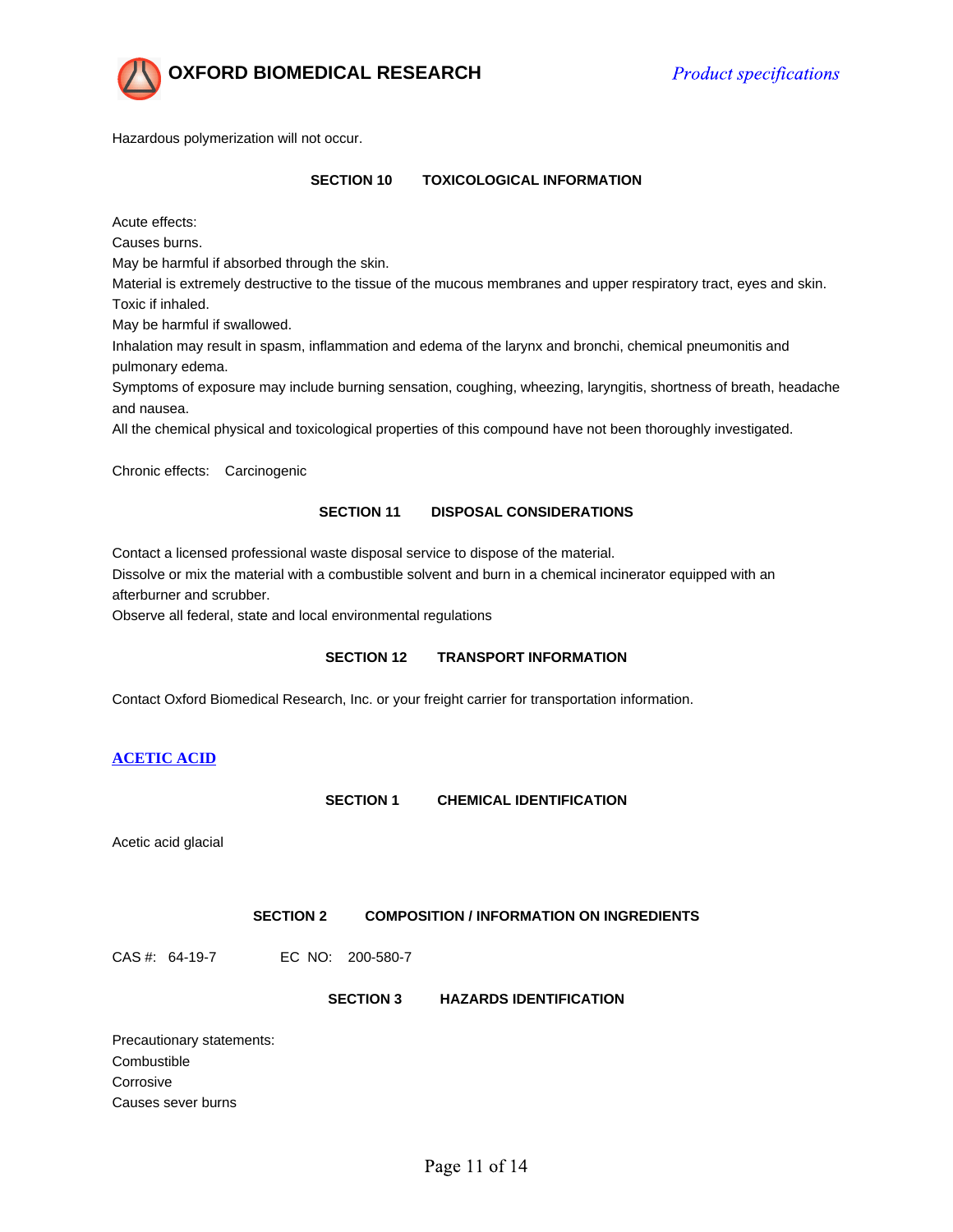Hazardous polymerization will not occur.

## SECTION 10 TOXICOLOGICAL INFORMATION

Acute effects:
Causes burns.
May be harmful if absorbed through the skin.
Material is extremely destructive to the tissue of the mucous membranes and upper respiratory tract, eyes and skin.
Toxic if inhaled.
May be harmful if swallowed.
Inhalation may result in spasm, inflammation and edema of the larynx and bronchi, chemical pneumonitis and pulmonary edema.
Symptoms of exposure may include burning sensation, coughing, wheezing, laryngitis, shortness of breath, headache and nausea.
All the chemical physical and toxicological properties of this compound have not been thoroughly investigated.

Chronic effects: Carcinogenic

## SECTION 11 DISPOSAL CONSIDERATIONS

Contact a licensed professional waste disposal service to dispose of the material.
Dissolve or mix the material with a combustible solvent and burn in a chemical incinerator equipped with an afterburner and scrubber.
Observe all federal, state and local environmental regulations

## SECTION 12 TRANSPORT INFORMATION

Contact Oxford Biomedical Research, Inc. or your freight carrier for transportation information.

# ACETIC ACID

## SECTION 1 CHEMICAL IDENTIFICATION

Acetic acid glacial

## SECTION 2 COMPOSITION / INFORMATION ON INGREDIENTS

CAS #: 64-19-7 EC NO: 200-580-7

## SECTION 3 HAZARDS IDENTIFICATION

Precautionary statements:
Combustible
Corrosive
Causes sever burns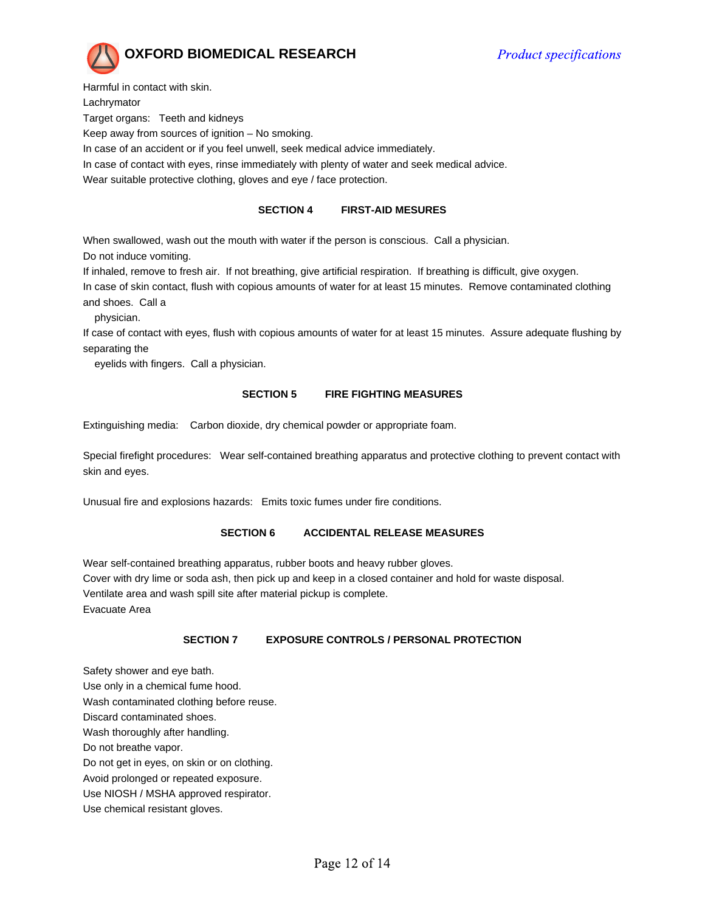Harmful in contact with skin.

Lachrymator

Target organs: Teeth and kidneys

Keep away from sources of ignition – No smoking.

In case of an accident or if you feel unwell, seek medical advice immediately.

In case of contact with eyes, rinse immediately with plenty of water and seek medical advice.

Wear suitable protective clothing, gloves and eye / face protection.

## SECTION 4 FIRST-AID MESURES

When swallowed, wash out the mouth with water if the person is conscious. Call a physician.

Do not induce vomiting.

If inhaled, remove to fresh air. If not breathing, give artificial respiration. If breathing is difficult, give oxygen.

In case of skin contact, flush with copious amounts of water for at least 15 minutes. Remove contaminated clothing and shoes. Call a physician.

If case of contact with eyes, flush with copious amounts of water for at least 15 minutes. Assure adequate flushing by separating the eyelids with fingers. Call a physician.

## SECTION 5 FIRE FIGHTING MEASURES

Extinguishing media: Carbon dioxide, dry chemical powder or appropriate foam.

Special firefight procedures: Wear self-contained breathing apparatus and protective clothing to prevent contact with skin and eyes.

Unusual fire and explosions hazards: Emits toxic fumes under fire conditions.

## SECTION 6 ACCIDENTAL RELEASE MEASURES

Wear self-contained breathing apparatus, rubber boots and heavy rubber gloves.

Cover with dry lime or soda ash, then pick up and keep in a closed container and hold for waste disposal.

Ventilate area and wash spill site after material pickup is complete.

Evacuate Area

## SECTION 7 EXPOSURE CONTROLS / PERSONAL PROTECTION

Safety shower and eye bath.

Use only in a chemical fume hood.

Wash contaminated clothing before reuse.

Discard contaminated shoes.

Wash thoroughly after handling.

Do not breathe vapor.

Do not get in eyes, on skin or on clothing.

Avoid prolonged or repeated exposure.

Use NIOSH / MSHA approved respirator.

Use chemical resistant gloves.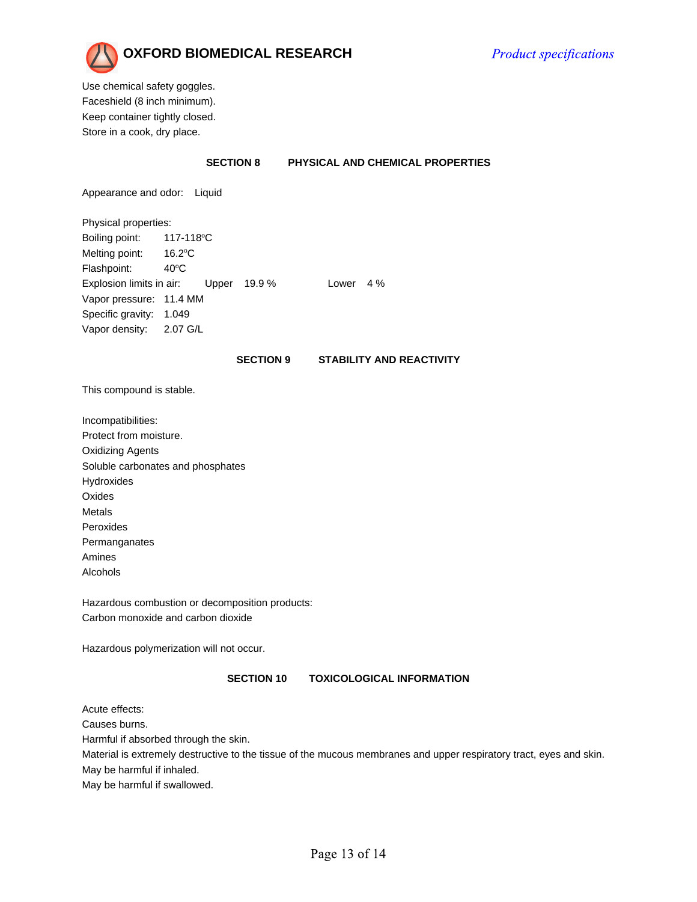Use chemical safety goggles.
Faceshield (8 inch minimum).
Keep container tightly closed.
Store in a cook, dry place.

## SECTION 8 PHYSICAL AND CHEMICAL PROPERTIES

Appearance and odor: Liquid

Physical properties:
Boiling point: 117-118ºC
Melting point: 16.2ºC
Flashpoint: 40ºC
Explosion limits in air: Upper 19.9 % Lower 4 %
Vapor pressure: 11.4 MM
Specific gravity: 1.049
Vapor density: 2.07 G/L

## SECTION 9 STABILITY AND REACTIVITY

This compound is stable.

Incompatibilities:
Protect from moisture.
Oxidizing Agents
Soluble carbonates and phosphates
Hydroxides
Oxides
Metals
Peroxides
Permanganates
Amines
Alcohols

Hazardous combustion or decomposition products:
Carbon monoxide and carbon dioxide

Hazardous polymerization will not occur.

## SECTION 10 TOXICOLOGICAL INFORMATION

Acute effects:
Causes burns.
Harmful if absorbed through the skin.
Material is extremely destructive to the tissue of the mucous membranes and upper respiratory tract, eyes and skin.
May be harmful if inhaled.
May be harmful if swallowed.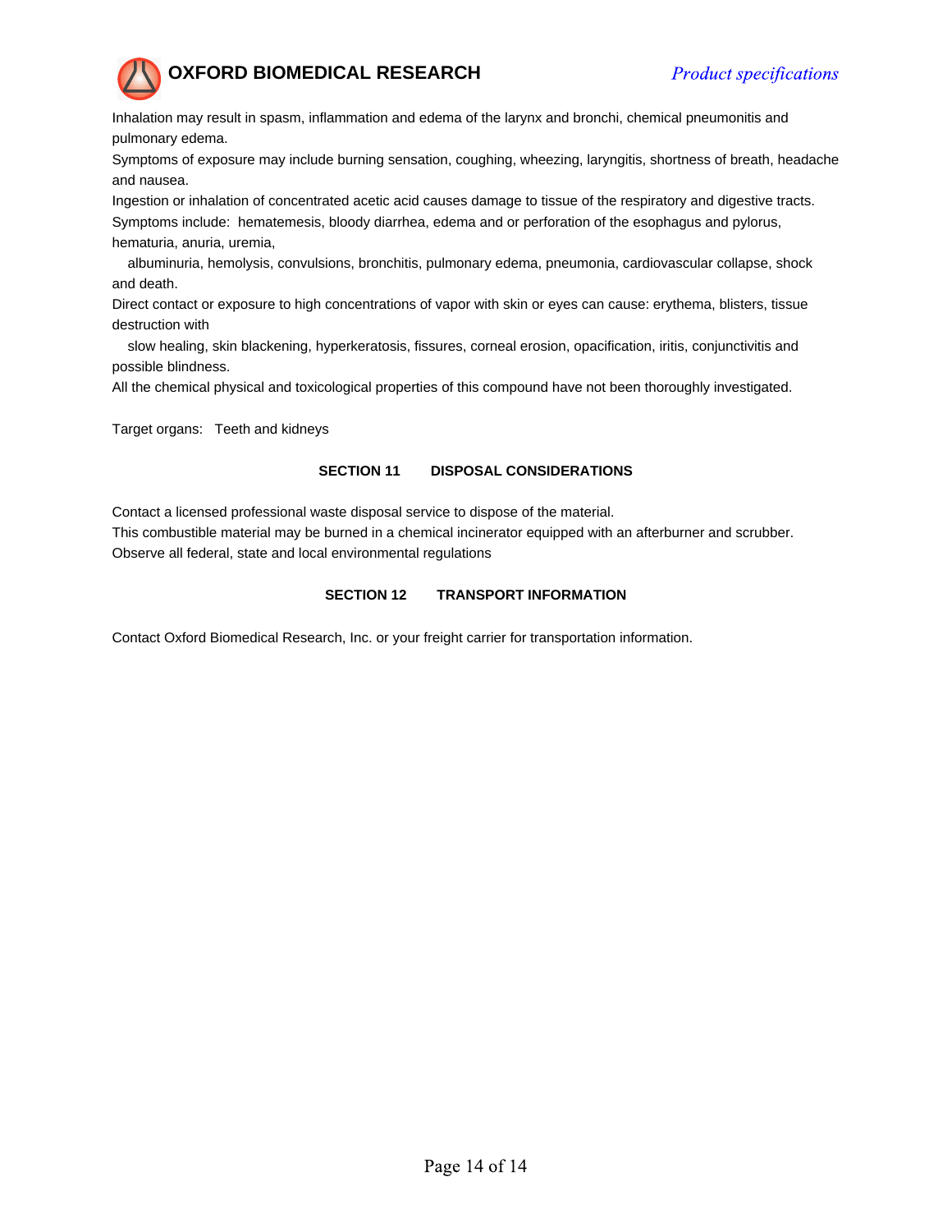Inhalation may result in spasm, inflammation and edema of the larynx and bronchi, chemical pneumonitis and pulmonary edema.

Symptoms of exposure may include burning sensation, coughing, wheezing, laryngitis, shortness of breath, headache and nausea.

Ingestion or inhalation of concentrated acetic acid causes damage to tissue of the respiratory and digestive tracts.

Symptoms include: hematemesis, bloody diarrhea, edema and or perforation of the esophagus and pylorus, hematuria, anuria, uremia, albuminuria, hemolysis, convulsions, bronchitis, pulmonary edema, pneumonia, cardiovascular collapse, shock and death.

Direct contact or exposure to high concentrations of vapor with skin or eyes can cause: erythema, blisters, tissue destruction with slow healing, skin blackening, hyperkeratosis, fissures, corneal erosion, opacification, iritis, conjunctivitis and possible blindness.

All the chemical physical and toxicological properties of this compound have not been thoroughly investigated.

Target organs: Teeth and kidneys

## SECTION 11 DISPOSAL CONSIDERATIONS

Contact a licensed professional waste disposal service to dispose of the material.

This combustible material may be burned in a chemical incinerator equipped with an afterburner and scrubber.

Observe all federal, state and local environmental regulations

## SECTION 12 TRANSPORT INFORMATION

Contact Oxford Biomedical Research, Inc. or your freight carrier for transportation information.